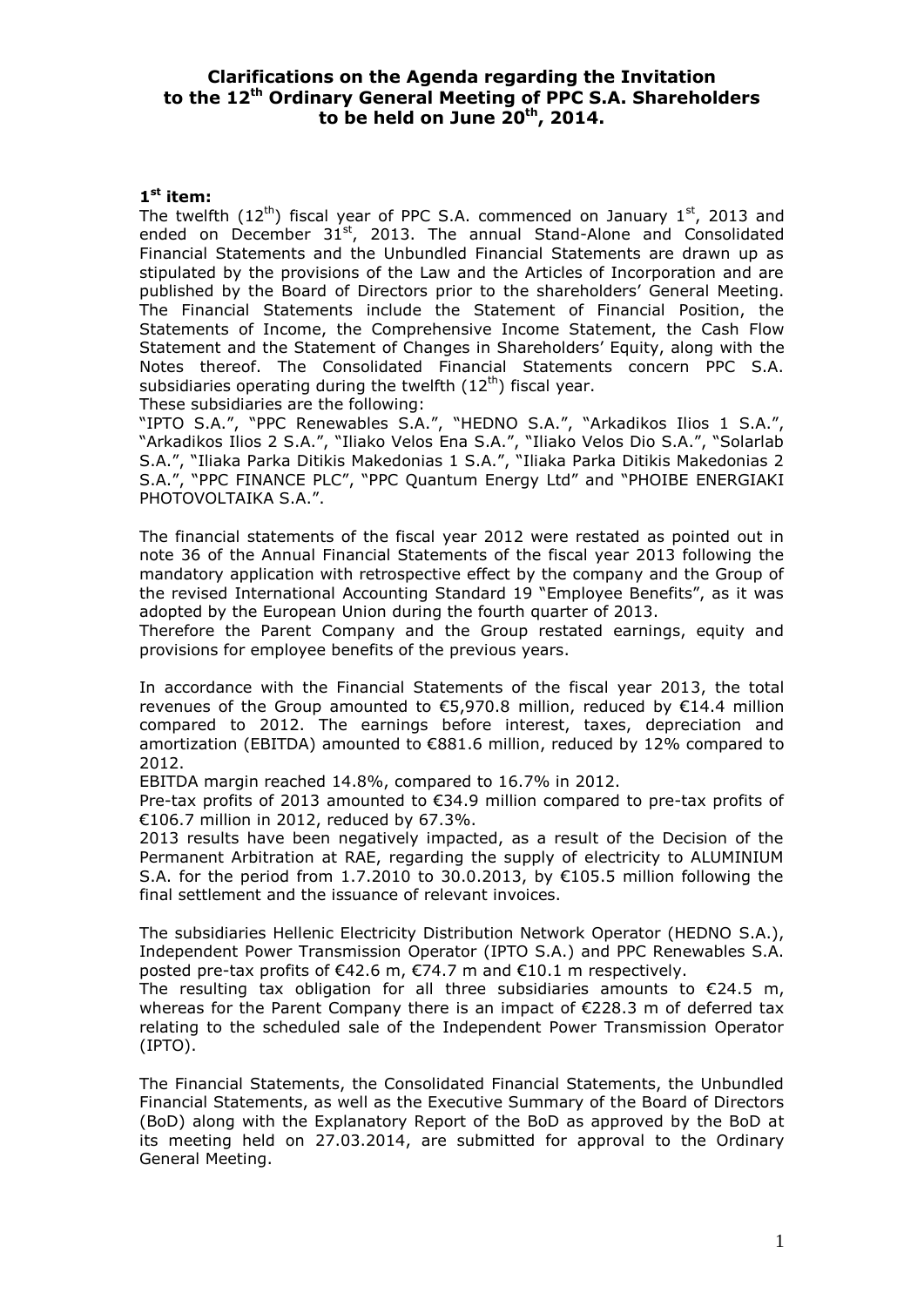# Clarifications on the Agenda regarding the Invitation to the 12th Ordinary General Meeting of PPC S.A. Shareholders to be held on June 20th, 2014.

**1st item:**

The twelfth (12th) fiscal year of PPC S.A. commenced on January 1st, 2013 and ended on December 31st, 2013. The annual Stand-Alone and Consolidated Financial Statements and the Unbundled Financial Statements are drawn up as stipulated by the provisions of the Law and the Articles of Incorporation and are published by the Board of Directors prior to the shareholders' General Meeting. The Financial Statements include the Statement of Financial Position, the Statements of Income, the Comprehensive Income Statement, the Cash Flow Statement and the Statement of Changes in Shareholders' Equity, along with the Notes thereof. The Consolidated Financial Statements concern PPC S.A. subsidiaries operating during the twelfth (12th) fiscal year.

These subsidiaries are the following:

"IPTO S.A.", "PPC Renewables S.A.", "HEDNO S.A.", "Arkadikos Ilios 1 S.A.", "Arkadikos Ilios 2 S.A.", "Iliako Velos Ena S.A.", "Iliako Velos Dio S.A.", "Solarlab S.A.", "Iliaka Parka Ditikis Makedonias 1 S.A.", "Iliaka Parka Ditikis Makedonias 2 S.A.", "PPC FINANCE PLC", "PPC Quantum Energy Ltd" and "PHOIBE ENERGIAKI PHOTOVOLTAIKA S.A.".

The financial statements of the fiscal year 2012 were restated as pointed out in note 36 of the Annual Financial Statements of the fiscal year 2013 following the mandatory application with retrospective effect by the company and the Group of the revised International Accounting Standard 19 "Employee Benefits", as it was adopted by the European Union during the fourth quarter of 2013.

Therefore the Parent Company and the Group restated earnings, equity and provisions for employee benefits of the previous years.

In accordance with the Financial Statements of the fiscal year 2013, the total revenues of the Group amounted to €5,970.8 million, reduced by €14.4 million compared to 2012. The earnings before interest, taxes, depreciation and amortization (EBITDA) amounted to €881.6 million, reduced by 12% compared to 2012.

EBITDA margin reached 14.8%, compared to 16.7% in 2012.

Pre-tax profits of 2013 amounted to €34.9 million compared to pre-tax profits of €106.7 million in 2012, reduced by 67.3%.

2013 results have been negatively impacted, as a result of the Decision of the Permanent Arbitration at RAE, regarding the supply of electricity to ALUMINIUM S.A. for the period from 1.7.2010 to 30.0.2013, by €105.5 million following the final settlement and the issuance of relevant invoices.

The subsidiaries Hellenic Electricity Distribution Network Operator (HEDNO S.A.), Independent Power Transmission Operator (IPTO S.A.) and PPC Renewables S.A. posted pre-tax profits of €42.6 m, €74.7 m and €10.1 m respectively.

The resulting tax obligation for all three subsidiaries amounts to €24.5 m, whereas for the Parent Company there is an impact of €228.3 m of deferred tax relating to the scheduled sale of the Independent Power Transmission Operator (IPTO).

The Financial Statements, the Consolidated Financial Statements, the Unbundled Financial Statements, as well as the Executive Summary of the Board of Directors (BoD) along with the Explanatory Report of the BoD as approved by the BoD at its meeting held on 27.03.2014, are submitted for approval to the Ordinary General Meeting.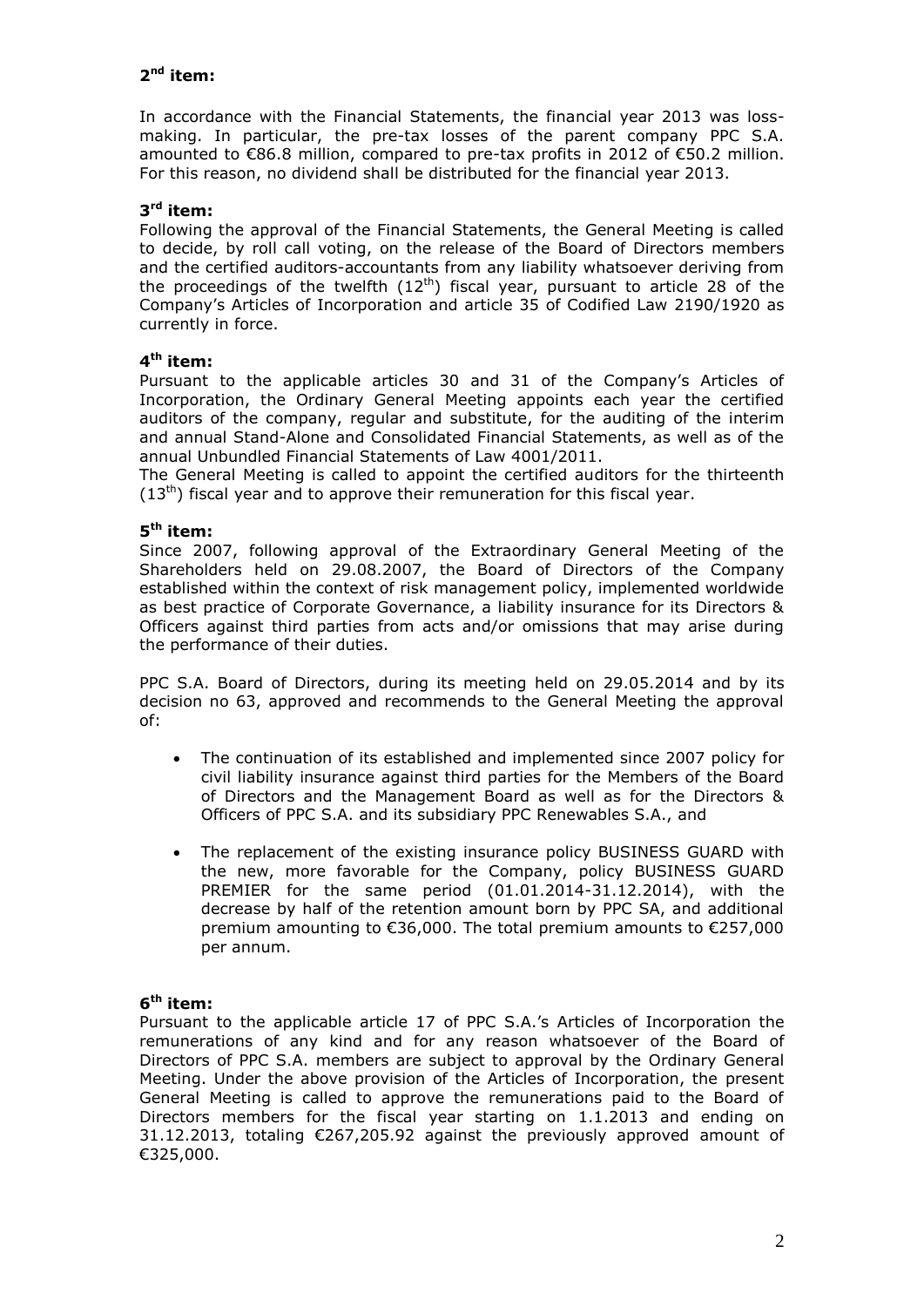**2nd item:**

In accordance with the Financial Statements, the financial year 2013 was loss-making. In particular, the pre-tax losses of the parent company PPC S.A. amounted to €86.8 million, compared to pre-tax profits in 2012 of €50.2 million. For this reason, no dividend shall be distributed for the financial year 2013.

**3rd item:**

Following the approval of the Financial Statements, the General Meeting is called to decide, by roll call voting, on the release of the Board of Directors members and the certified auditors-accountants from any liability whatsoever deriving from the proceedings of the twelfth (12th) fiscal year, pursuant to article 28 of the Company's Articles of Incorporation and article 35 of Codified Law 2190/1920 as currently in force.

**4th item:**

Pursuant to the applicable articles 30 and 31 of the Company's Articles of Incorporation, the Ordinary General Meeting appoints each year the certified auditors of the company, regular and substitute, for the auditing of the interim and annual Stand-Alone and Consolidated Financial Statements, as well as of the annual Unbundled Financial Statements of Law 4001/2011.

The General Meeting is called to appoint the certified auditors for the thirteenth (13th) fiscal year and to approve their remuneration for this fiscal year.

**5th item:**

Since 2007, following approval of the Extraordinary General Meeting of the Shareholders held on 29.08.2007, the Board of Directors of the Company established within the context of risk management policy, implemented worldwide as best practice of Corporate Governance, a liability insurance for its Directors & Officers against third parties from acts and/or omissions that may arise during the performance of their duties.

PPC S.A. Board of Directors, during its meeting held on 29.05.2014 and by its decision no 63, approved and recommends to the General Meeting the approval of:

- The continuation of its established and implemented since 2007 policy for civil liability insurance against third parties for the Members of the Board of Directors and the Management Board as well as for the Directors & Officers of PPC S.A. and its subsidiary PPC Renewables S.A., and
- The replacement of the existing insurance policy BUSINESS GUARD with the new, more favorable for the Company, policy BUSINESS GUARD PREMIER for the same period (01.01.2014-31.12.2014), with the decrease by half of the retention amount born by PPC SA, and additional premium amounting to €36,000. The total premium amounts to €257,000 per annum.

**6th item:**

Pursuant to the applicable article 17 of PPC S.A.'s Articles of Incorporation the remunerations of any kind and for any reason whatsoever of the Board of Directors of PPC S.A. members are subject to approval by the Ordinary General Meeting. Under the above provision of the Articles of Incorporation, the present General Meeting is called to approve the remunerations paid to the Board of Directors members for the fiscal year starting on 1.1.2013 and ending on 31.12.2013, totaling €267,205.92 against the previously approved amount of €325,000.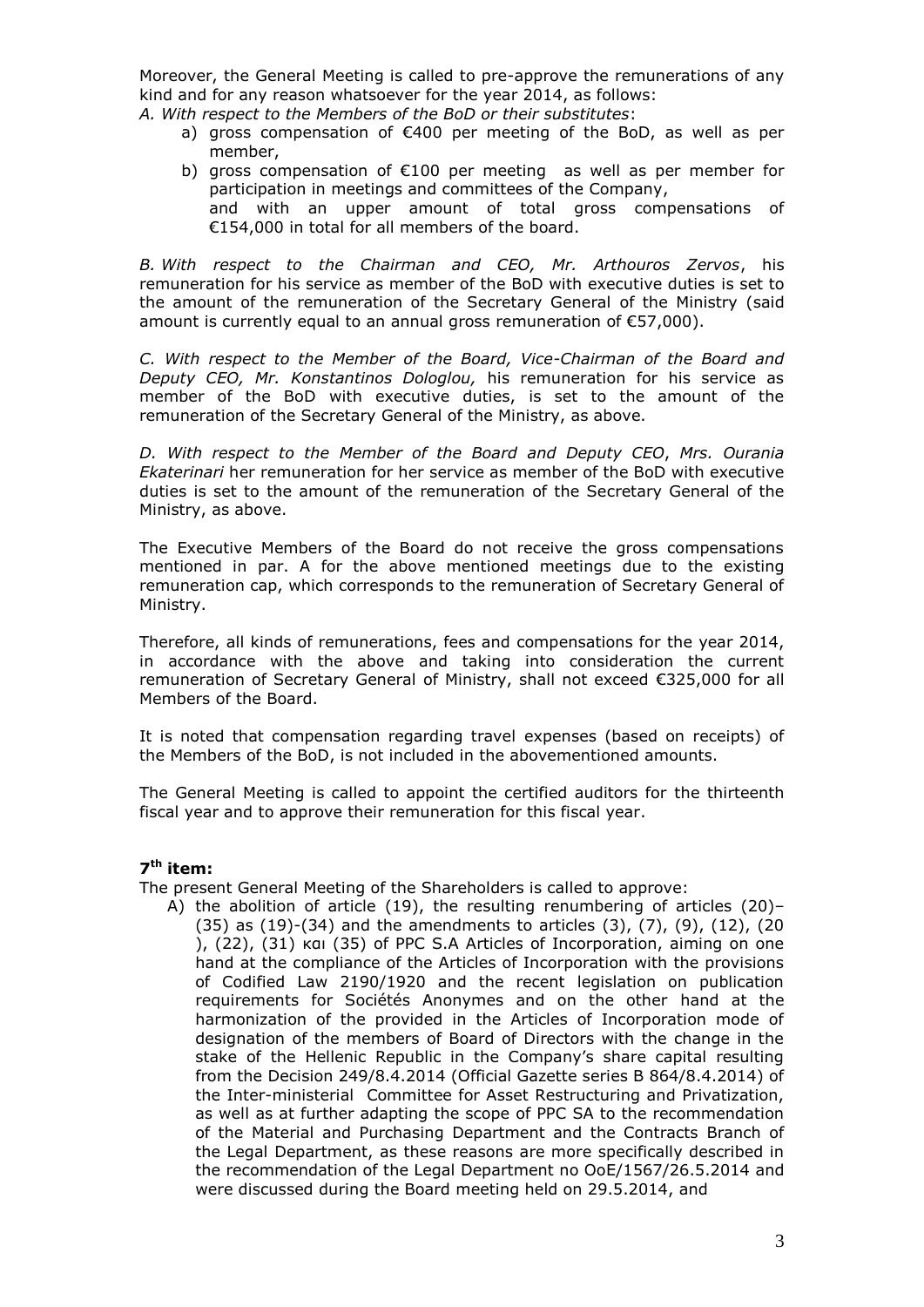Moreover, the General Meeting is called to pre-approve the remunerations of any kind and for any reason whatsoever for the year 2014, as follows:

*A. With respect to the Members of the BoD or their substitutes*:

a) gross compensation of €400 per meeting of the BoD, as well as per member,

b) gross compensation of €100 per meeting as well as per member for participation in meetings and committees of the Company,
and with an upper amount of total gross compensations of €154,000 in total for all members of the board.

*B. With respect to the Chairman and CEO, Mr. Arthouros Zervos*, his remuneration for his service as member of the BoD with executive duties is set to the amount of the remuneration of the Secretary General of the Ministry (said amount is currently equal to an annual gross remuneration of €57,000).

*C. With respect to the Member of the Board, Vice-Chairman of the Board and Deputy CEO, Mr. Konstantinos Dologlou,* his remuneration for his service as member of the BoD with executive duties, is set to the amount of the remuneration of the Secretary General of the Ministry, as above.

*D. With respect to the Member of the Board and Deputy CEO*, *Mrs. Ourania Ekaterinari* her remuneration for her service as member of the BoD with executive duties is set to the amount of the remuneration of the Secretary General of the Ministry, as above.

The Executive Members of the Board do not receive the gross compensations mentioned in par. A for the above mentioned meetings due to the existing remuneration cap, which corresponds to the remuneration of Secretary General of Ministry.

Therefore, all kinds of remunerations, fees and compensations for the year 2014, in accordance with the above and taking into consideration the current remuneration of Secretary General of Ministry, shall not exceed €325,000 for all Members of the Board.

It is noted that compensation regarding travel expenses (based on receipts) of the Members of the BoD, is not included in the abovementioned amounts.

The General Meeting is called to appoint the certified auditors for the thirteenth fiscal year and to approve their remuneration for this fiscal year.

**7th item:**

The present General Meeting of the Shareholders is called to approve:

A) the abolition of article (19), the resulting renumbering of articles (20)–(35) as (19)-(34) and the amendments to articles (3), (7), (9), (12), (20 ), (22), (31) και (35) of PPC S.A Articles of Incorporation, aiming on one hand at the compliance of the Articles of Incorporation with the provisions of Codified Law 2190/1920 and the recent legislation on publication requirements for Sociétés Anonymes and on the other hand at the harmonization of the provided in the Articles of Incorporation mode of designation of the members of Board of Directors with the change in the stake of the Hellenic Republic in the Company's share capital resulting from the Decision 249/8.4.2014 (Official Gazette series B 864/8.4.2014) of the Inter-ministerial Committee for Asset Restructuring and Privatization, as well as at further adapting the scope of PPC SA to the recommendation of the Material and Purchasing Department and the Contracts Branch of the Legal Department, as these reasons are more specifically described in the recommendation of the Legal Department no OoE/1567/26.5.2014 and were discussed during the Board meeting held on 29.5.2014, and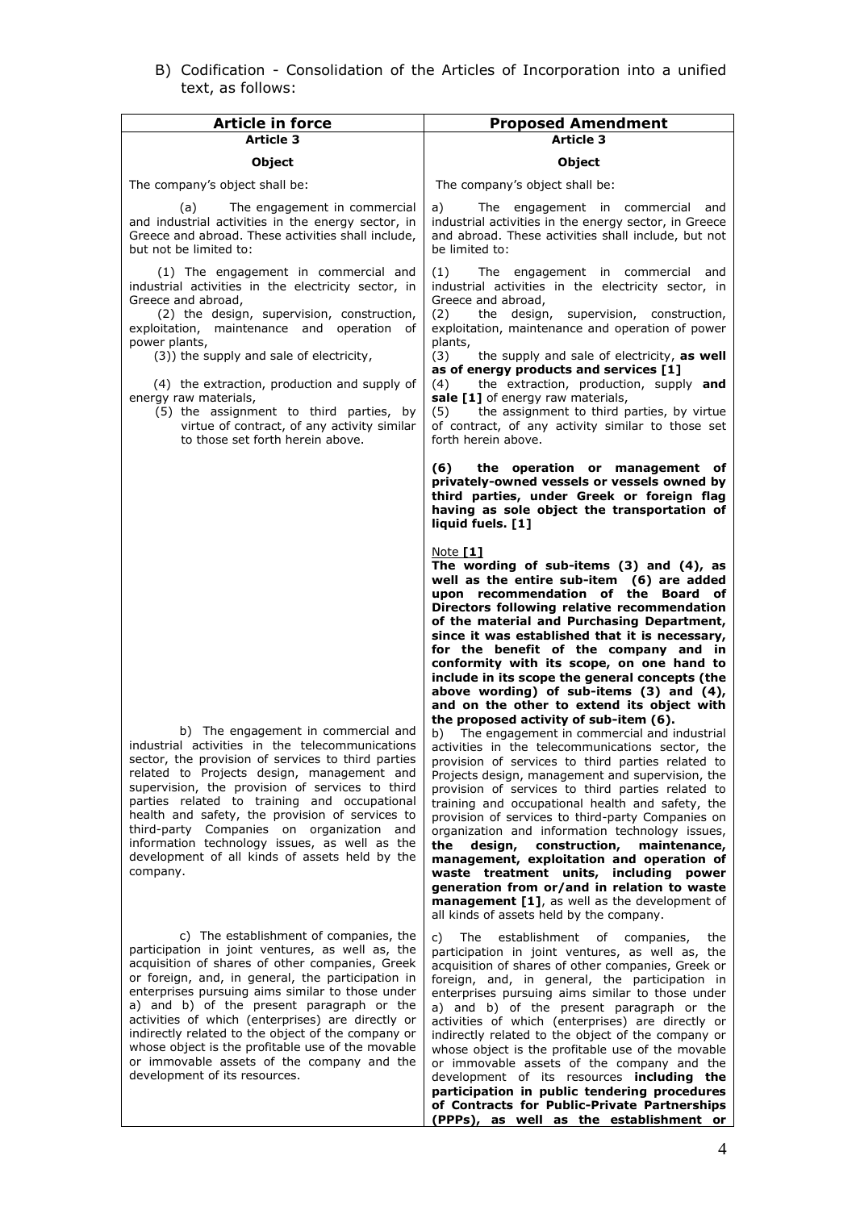B) Codification - Consolidation of the Articles of Incorporation into a unified text, as follows:

| Article in force | Proposed Amendment |
|---|---|
| **Article 3** | **Article 3** |
| **Object** | **Object** |
| The company's object shall be: | The company's object shall be: |
| (a) The engagement in commercial and industrial activities in the energy sector, in Greece and abroad. These activities shall include, but not be limited to: | a) The engagement in commercial and industrial activities in the energy sector, in Greece and abroad. These activities shall include, but not be limited to: |
| (1) The engagement in commercial and industrial activities in the electricity sector, in Greece and abroad,<br>(2) the design, supervision, construction, exploitation, maintenance and operation of power plants,<br>(3)) the supply and sale of electricity,<br>(4) the extraction, production and supply of energy raw materials,<br>(5) the assignment to third parties, by virtue of contract, of any activity similar to those set forth herein above. | (1) The engagement in commercial and industrial activities in the electricity sector, in Greece and abroad,<br>(2) the design, supervision, construction, exploitation, maintenance and operation of power plants,<br>(3) the supply and sale of electricity, **as well as of energy products and services [1]**<br>(4) the extraction, production, supply **and sale [1]** of energy raw materials,<br>(5) the assignment to third parties, by virtue of contract, of any activity similar to those set forth herein above.<br><br>**(6) the operation or management of privately-owned vessels or vessels owned by third parties, under Greek or foreign flag having as sole object the transportation of liquid fuels. [1]**<br><br>Note **[1]**<br>**The wording of sub-items (3) and (4), as well as the entire sub-item (6) are added upon recommendation of the Board of Directors following relative recommendation of the material and Purchasing Department, since it was established that it is necessary, for the benefit of the company and in conformity with its scope, on one hand to include in its scope the general concepts (the above wording) of sub-items (3) and (4), and on the other to extend its object with the proposed activity of sub-item (6).** |
| b) The engagement in commercial and industrial activities in the telecommunications sector, the provision of services to third parties related to Projects design, management and supervision, the provision of services to third parties related to training and occupational health and safety, the provision of services to third-party Companies on organization and information technology issues, as well as the development of all kinds of assets held by the company. | b) The engagement in commercial and industrial activities in the telecommunications sector, the provision of services to third parties related to Projects design, management and supervision, the provision of services to third parties related to training and occupational health and safety, the provision of services to third-party Companies on organization and information technology issues, **the design, construction, maintenance, management, exploitation and operation of waste treatment units, including power generation from or/and in relation to waste management [1]**, as well as the development of all kinds of assets held by the company. |
| c) The establishment of companies, the participation in joint ventures, as well as, the acquisition of shares of other companies, Greek or foreign, and, in general, the participation in enterprises pursuing aims similar to those under a) and b) of the present paragraph or the activities of which (enterprises) are directly or indirectly related to the object of the company or whose object is the profitable use of the movable or immovable assets of the company and the development of its resources. | c) The establishment of companies, the participation in joint ventures, as well as, the acquisition of shares of other companies, Greek or foreign, and, in general, the participation in enterprises pursuing aims similar to those under a) and b) of the present paragraph or the activities of which (enterprises) are directly or indirectly related to the object of the company or whose object is the profitable use of the movable or immovable assets of the company and the development of its resources **including the participation in public tendering procedures of Contracts for Public-Private Partnerships (PPPs), as well as the establishment or** |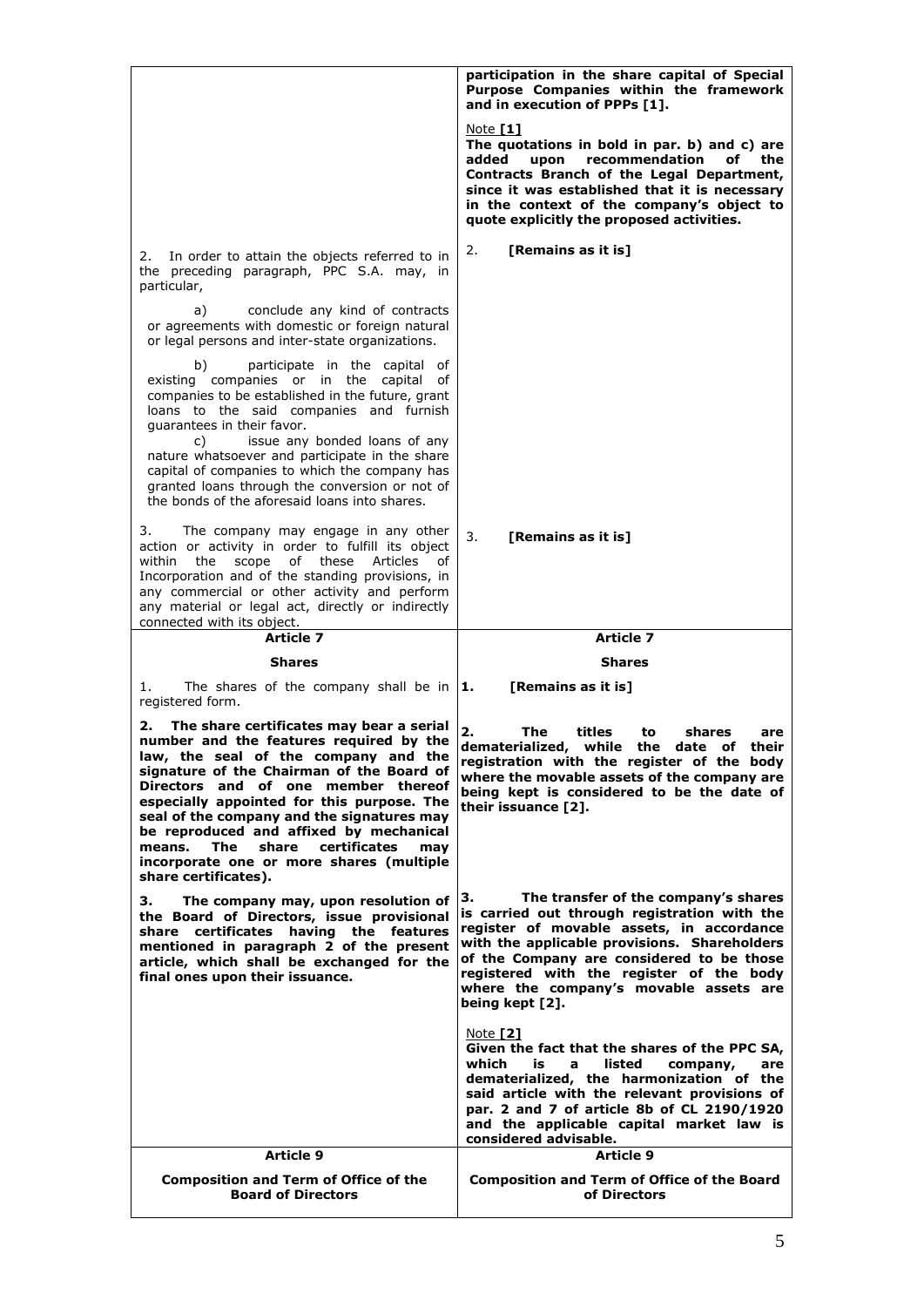| | |
|---|---|
| | **participation in the share capital of Special Purpose Companies within the framework and in execution of PPPs [1].**<br><br>Note **[1]**<br>**The quotations in bold in par. b) and c) are added upon recommendation of the Contracts Branch of the Legal Department, since it was established that it is necessary in the context of the company's object to quote explicitly the proposed activities.** |
| 2. In order to attain the objects referred to in the preceding paragraph, PPC S.A. may, in particular,<br><br>a) conclude any kind of contracts or agreements with domestic or foreign natural or legal persons and inter-state organizations.<br><br>b) participate in the capital of existing companies or in the capital of companies to be established in the future, grant loans to the said companies and furnish guarantees in their favor.<br>c) issue any bonded loans of any nature whatsoever and participate in the share capital of companies to which the company has granted loans through the conversion or not of the bonds of the aforesaid loans into shares. | 2. **[Remains as it is]** |
| 3. The company may engage in any other action or activity in order to fulfill its object within the scope of these Articles of Incorporation and of the standing provisions, in any commercial or other activity and perform any material or legal act, directly or indirectly connected with its object. | 3. **[Remains as it is]** |
| **Article 7**<br><br>**Shares** | **Article 7**<br><br>**Shares** |
| 1. The shares of the company shall be in registered form. | **1. [Remains as it is]** |
| **2. The share certificates may bear a serial number and the features required by the law, the seal of the company and the signature of the Chairman of the Board of Directors and of one member thereof especially appointed for this purpose. The seal of the company and the signatures may be reproduced and affixed by mechanical means. The share certificates may incorporate one or more shares (multiple share certificates).** | **2. The titles to shares are dematerialized, while the date of their registration with the register of the body where the movable assets of the company are being kept is considered to be the date of their issuance [2].** |
| **3. The company may, upon resolution of the Board of Directors, issue provisional share certificates having the features mentioned in paragraph 2 of the present article, which shall be exchanged for the final ones upon their issuance.** | **3. The transfer of the company's shares is carried out through registration with the register of movable assets, in accordance with the applicable provisions. Shareholders of the Company are considered to be those registered with the register of the body where the company's movable assets are being kept [2].**<br><br>Note **[2]**<br>**Given the fact that the shares of the PPC SA, which is a listed company, are dematerialized, the harmonization of the said article with the relevant provisions of par. 2 and 7 of article 8b of CL 2190/1920 and the applicable capital market law is considered advisable.** |
| **Article 9**<br><br>**Composition and Term of Office of the Board of Directors** | **Article 9**<br><br>**Composition and Term of Office of the Board of Directors** |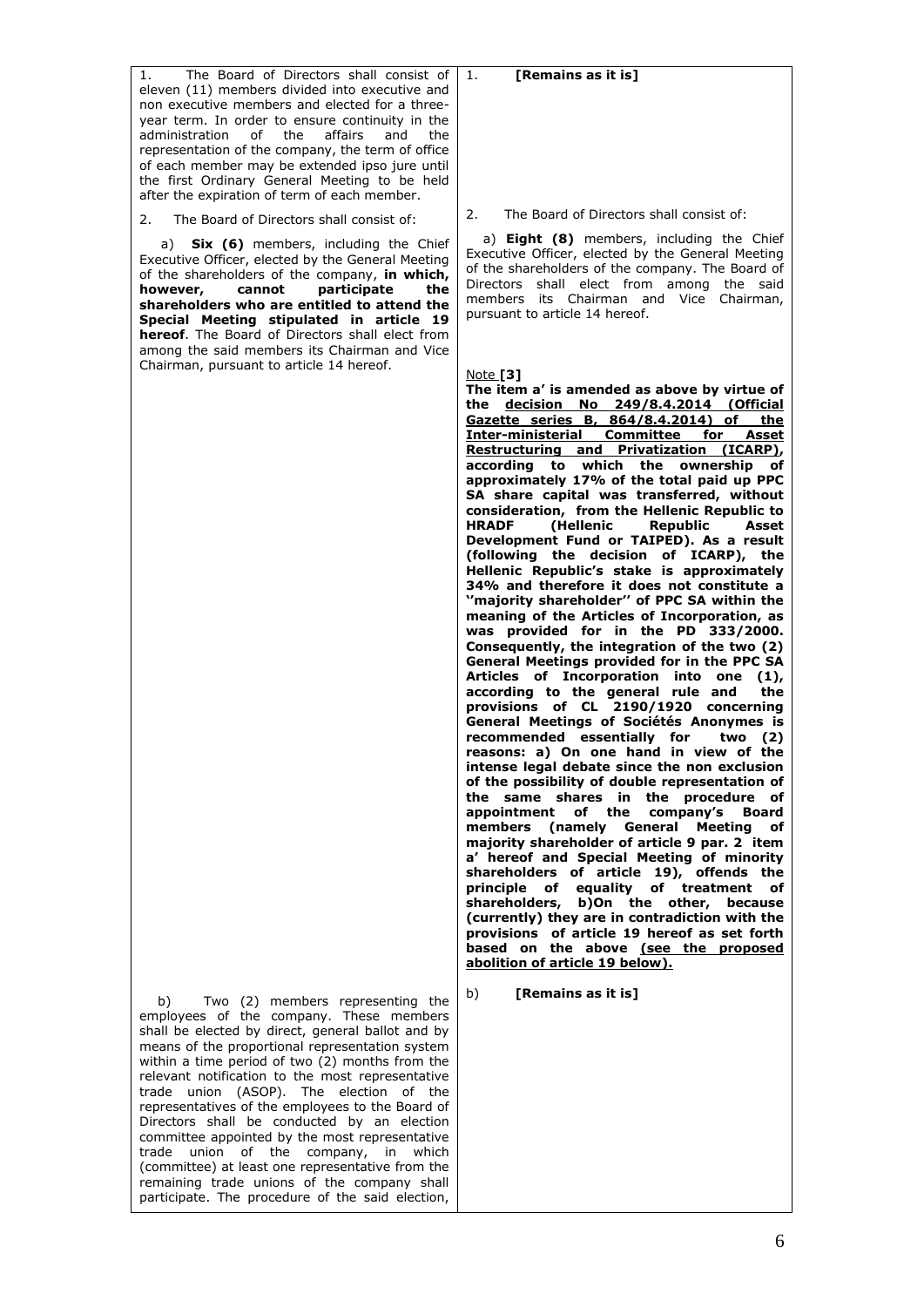| | |
|---|---|
| 1. The Board of Directors shall consist of eleven (11) members divided into executive and non executive members and elected for a three-year term. In order to ensure continuity in the administration of the affairs and the representation of the company, the term of office of each member may be extended ipso jure until the first Ordinary General Meeting to be held after the expiration of term of each member. | 1. **[Remains as it is]** |
| 2. The Board of Directors shall consist of: | 2. The Board of Directors shall consist of: |
| a) **Six (6)** members, including the Chief Executive Officer, elected by the General Meeting of the shareholders of the company, **in which, however, cannot participate the shareholders who are entitled to attend the Special Meeting stipulated in article 19 hereof**. The Board of Directors shall elect from among the said members its Chairman and Vice Chairman, pursuant to article 14 hereof. | a) **Eight (8)** members, including the Chief Executive Officer, elected by the General Meeting of the shareholders of the company. The Board of Directors shall elect from among the said members its Chairman and Vice Chairman, pursuant to article 14 hereof.<br><br>Note **[3]**<br>**The item a' is amended as above by virtue of the <u>decision No 249/8.4.2014 (Official Gazette series B, 864/8.4.2014) of the Inter-ministerial Committee for Asset Restructuring and Privatization (ICARP)</u>, according to which the ownership of approximately 17% of the total paid up PPC SA share capital was transferred, without consideration, from the Hellenic Republic to HRADF (Hellenic Republic Asset Development Fund or TAIPED). As a result (following the decision of ICARP), the Hellenic Republic's stake is approximately 34% and therefore it does not constitute a ''majority shareholder'' of PPC SA within the meaning of the Articles of Incorporation, as was provided for in the PD 333/2000. Consequently, the integration of the two (2) General Meetings provided for in the PPC SA Articles of Incorporation into one (1), according to the general rule and the provisions of CL 2190/1920 concerning General Meetings of Sociétés Anonymes is recommended essentially for two (2) reasons: a) On one hand in view of the intense legal debate since the non exclusion of the possibility of double representation of the same shares in the procedure of appointment of the company's Board members (namely General Meeting of majority shareholder of article 9 par. 2 item a' hereof and Special Meeting of minority shareholders of article 19), offends the principle of equality of treatment of shareholders, b)On the other, because (currently) they are in contradiction with the provisions of article 19 hereof as set forth based on the above <u>(see the proposed abolition of article 19 below).</u>** |
| b) Two (2) members representing the employees of the company. These members shall be elected by direct, general ballot and by means of the proportional representation system within a time period of two (2) months from the relevant notification to the most representative trade union (ASOP). The election of the representatives of the employees to the Board of Directors shall be conducted by an election committee appointed by the most representative trade union of the company, in which (committee) at least one representative from the remaining trade unions of the company shall participate. The procedure of the said election, | b) **[Remains as it is]** |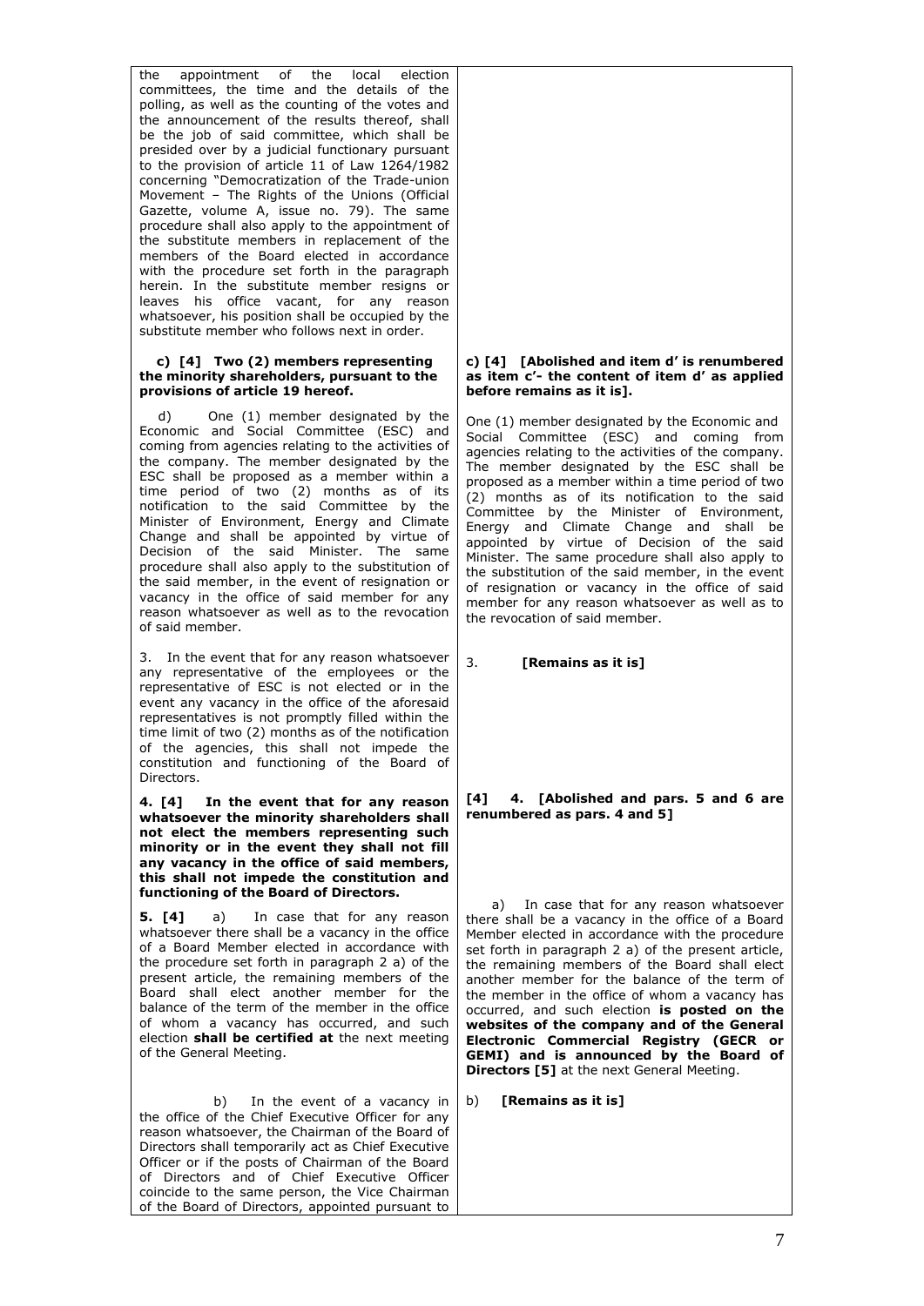| | |
|---|---|
| the appointment of the local election committees, the time and the details of the polling, as well as the counting of the votes and the announcement of the results thereof, shall be the job of said committee, which shall be presided over by a judicial functionary pursuant to the provision of article 11 of Law 1264/1982 concerning "Democratization of the Trade-union Movement – The Rights of the Unions (Official Gazette, volume A, issue no. 79). The same procedure shall also apply to the appointment of the substitute members in replacement of the members of the Board elected in accordance with the procedure set forth in the paragraph herein. In the substitute member resigns or leaves his office vacant, for any reason whatsoever, his position shall be occupied by the substitute member who follows next in order. | |
| **c) [4] Two (2) members representing the minority shareholders, pursuant to the provisions of article 19 hereof.** | **c) [4] [Abolished and item d' is renumbered as item c'- the content of item d' as applied before remains as it is].** |
| d) One (1) member designated by the Economic and Social Committee (ESC) and coming from agencies relating to the activities of the company. The member designated by the ESC shall be proposed as a member within a time period of two (2) months as of its notification to the said Committee by the Minister of Environment, Energy and Climate Change and shall be appointed by virtue of Decision of the said Minister. The same procedure shall also apply to the substitution of the said member, in the event of resignation or vacancy in the office of said member for any reason whatsoever as well as to the revocation of said member. | One (1) member designated by the Economic and Social Committee (ESC) and coming from agencies relating to the activities of the company. The member designated by the ESC shall be proposed as a member within a time period of two (2) months as of its notification to the said Committee by the Minister of Environment, Energy and Climate Change and shall be appointed by virtue of Decision of the said Minister. The same procedure shall also apply to the substitution of the said member, in the event of resignation or vacancy in the office of said member for any reason whatsoever as well as to the revocation of said member. |
| 3. In the event that for any reason whatsoever any representative of the employees or the representative of ESC is not elected or in the event any vacancy in the office of the aforesaid representatives is not promptly filled within the time limit of two (2) months as of the notification of the agencies, this shall not impede the constitution and functioning of the Board of Directors. | 3. **[Remains as it is]** |
| **4. [4] In the event that for any reason whatsoever the minority shareholders shall not elect the members representing such minority or in the event they shall not fill any vacancy in the office of said members, this shall not impede the constitution and functioning of the Board of Directors.** | **[4] 4. [Abolished and pars. 5 and 6 are renumbered as pars. 4 and 5]** |
| **5. [4]** a) In case that for any reason whatsoever there shall be a vacancy in the office of a Board Member elected in accordance with the procedure set forth in paragraph 2 a) of the present article, the remaining members of the Board shall elect another member for the balance of the term of the member in the office of whom a vacancy has occurred, and such election **shall be certified at** the next meeting of the General Meeting. | a) In case that for any reason whatsoever there shall be a vacancy in the office of a Board Member elected in accordance with the procedure set forth in paragraph 2 a) of the present article, the remaining members of the Board shall elect another member for the balance of the term of the member in the office of whom a vacancy has occurred, and such election **is posted on the websites of the company and of the General Electronic Commercial Registry (GECR or GEMI) and is announced by the Board of Directors [5]** at the next General Meeting. |
| b) In the event of a vacancy in the office of the Chief Executive Officer for any reason whatsoever, the Chairman of the Board of Directors shall temporarily act as Chief Executive Officer or if the posts of Chairman of the Board of Directors and of Chief Executive Officer coincide to the same person, the Vice Chairman of the Board of Directors, appointed pursuant to | b) **[Remains as it is]** |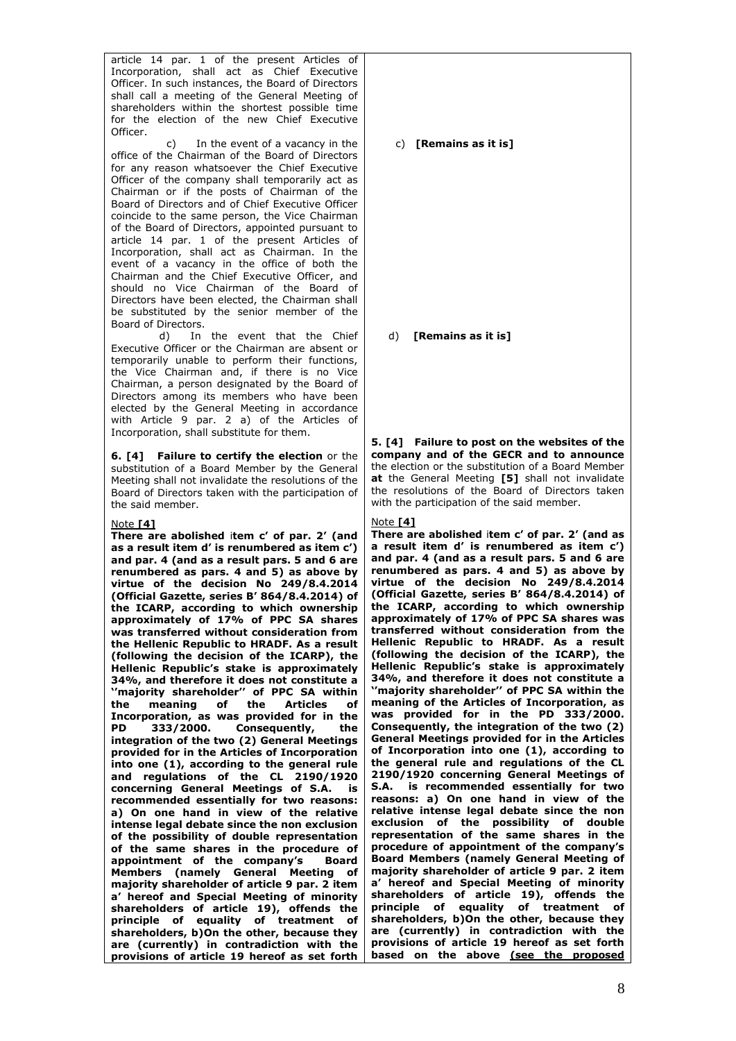| | |
|---|---|
| article 14 par. 1 of the present Articles of Incorporation, shall act as Chief Executive Officer. In such instances, the Board of Directors shall call a meeting of the General Meeting of shareholders within the shortest possible time for the election of the new Chief Executive Officer. | |
| c) In the event of a vacancy in the office of the Chairman of the Board of Directors for any reason whatsoever the Chief Executive Officer of the company shall temporarily act as Chairman or if the posts of Chairman of the Board of Directors and of Chief Executive Officer coincide to the same person, the Vice Chairman of the Board of Directors, appointed pursuant to article 14 par. 1 of the present Articles of Incorporation, shall act as Chairman. In the event of a vacancy in the office of both the Chairman and the Chief Executive Officer, and should no Vice Chairman of the Board of Directors have been elected, the Chairman shall be substituted by the senior member of the Board of Directors. | c) **[Remains as it is]** |
| d) In the event that the Chief Executive Officer or the Chairman are absent or temporarily unable to perform their functions, the Vice Chairman and, if there is no Vice Chairman, a person designated by the Board of Directors among its members who have been elected by the General Meeting in accordance with Article 9 par. 2 a) of the Articles of Incorporation, shall substitute for them. | d) **[Remains as it is]** |
| **6. [4] Failure to certify the election** or the substitution of a Board Member by the General Meeting shall not invalidate the resolutions of the Board of Directors taken with the participation of the said member. | **5. [4] Failure to post on the websites of the company and of the GECR and to announce** the election or the substitution of a Board Member **at** the General Meeting **[5]** shall not invalidate the resolutions of the Board of Directors taken with the participation of the said member. |
| Note **[4]**<br>**There are abolished item c' of par. 2' (and as a result item d' is renumbered as item c') and par. 4 (and as a result pars. 5 and 6 are renumbered as pars. 4 and 5) as above by virtue of the decision No 249/8.4.2014 (Official Gazette, series B' 864/8.4.2014) of the ICARP, according to which ownership approximately of 17% of PPC SA shares was transferred without consideration from the Hellenic Republic to HRADF. As a result (following the decision of the ICARP), the Hellenic Republic's stake is approximately 34%, and therefore it does not constitute a ''majority shareholder'' of PPC SA within the meaning of the Articles of Incorporation, as was provided for in the PD 333/2000. Consequently, the integration of the two (2) General Meetings provided for in the Articles of Incorporation into one (1), according to the general rule and regulations of the CL 2190/1920 concerning General Meetings of S.A. is recommended essentially for two reasons: a) On one hand in view of the relative intense legal debate since the non exclusion of the possibility of double representation of the same shares in the procedure of appointment of the company's Board Members (namely General Meeting of majority shareholder of article 9 par. 2 item a' hereof and Special Meeting of minority shareholders of article 19), offends the principle of equality of treatment of shareholders, b)On the other, because they are (currently) in contradiction with the provisions of article 19 hereof as set forth** | Note **[4]**<br>**There are abolished item c' of par. 2' (and as a result item d' is renumbered as item c') and par. 4 (and as a result pars. 5 and 6 are renumbered as pars. 4 and 5) as above by virtue of the decision No 249/8.4.2014 (Official Gazette, series B' 864/8.4.2014) of the ICARP, according to which ownership approximately of 17% of PPC SA shares was transferred without consideration from the Hellenic Republic to HRADF. As a result (following the decision of the ICARP), the Hellenic Republic's stake is approximately 34%, and therefore it does not constitute a ''majority shareholder'' of PPC SA within the meaning of the Articles of Incorporation, as was provided for in the PD 333/2000. Consequently, the integration of the two (2) General Meetings provided for in the Articles of Incorporation into one (1), according to the general rule and regulations of the CL 2190/1920 concerning General Meetings of S.A. is recommended essentially for two reasons: a) On one hand in view of the relative intense legal debate since the non exclusion of the possibility of double representation of the same shares in the procedure of appointment of the company's Board Members (namely General Meeting of majority shareholder of article 9 par. 2 item a' hereof and Special Meeting of minority shareholders of article 19), offends the principle of equality of treatment of shareholders, b)On the other, because they are (currently) in contradiction with the provisions of article 19 hereof as set forth based on the above <u>(see the proposed</u>** |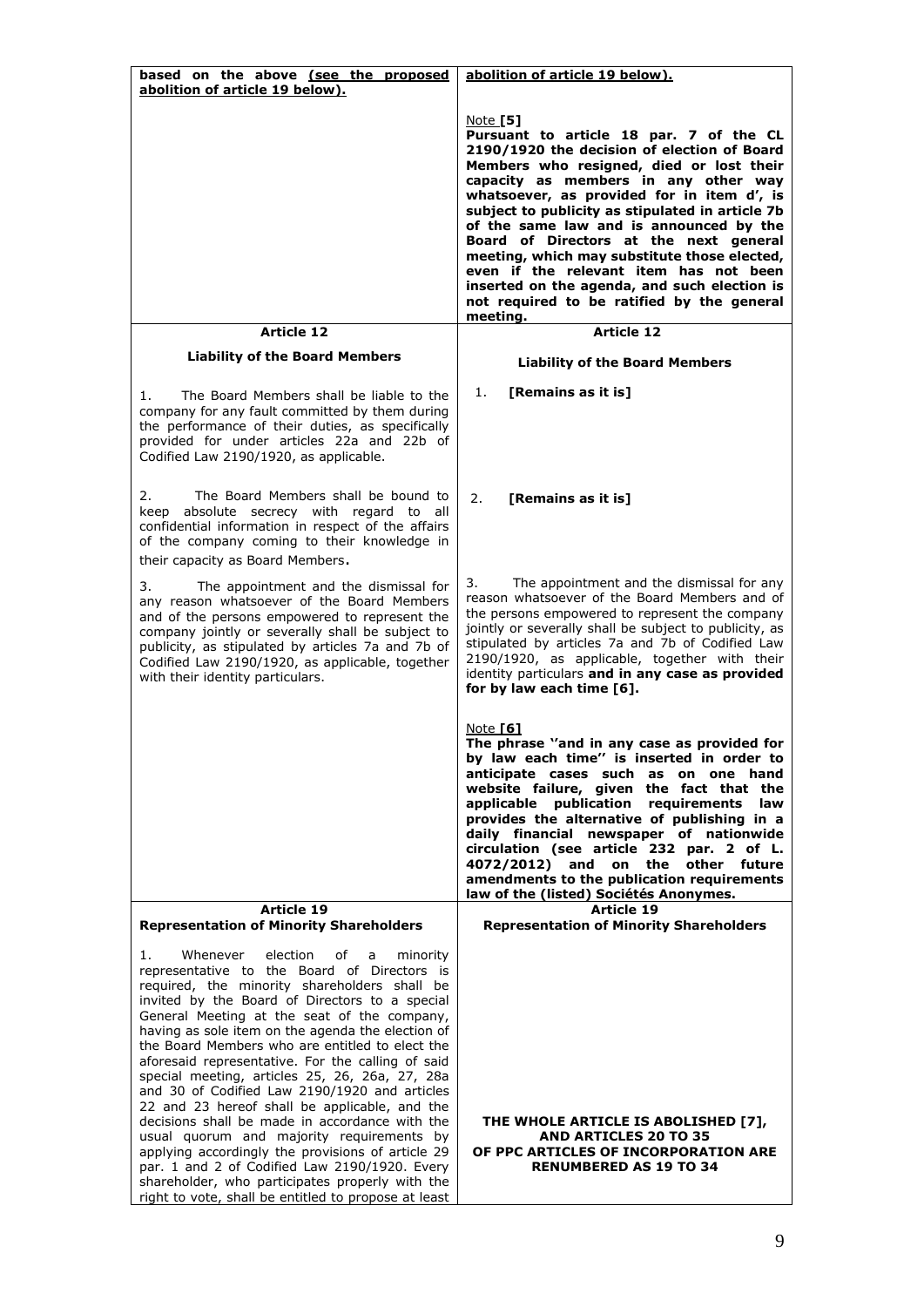| **based on the above (see the proposed abolition of article 19 below).** | **abolition of article 19 below).** |
|---|---|
| | Note **[5]**<br>**Pursuant to article 18 par. 7 of the CL 2190/1920 the decision of election of Board Members who resigned, died or lost their capacity as members in any other way whatsoever, as provided for in item d', is subject to publicity as stipulated in article 7b of the same law and is announced by the Board of Directors at the next general meeting, which may substitute those elected, even if the relevant item has not been inserted on the agenda, and such election is not required to be ratified by the general meeting.** |
| **Article 12**<br>**Liability of the Board Members** | **Article 12**<br>**Liability of the Board Members** |
| 1. The Board Members shall be liable to the company for any fault committed by them during the performance of their duties, as specifically provided for under articles 22a and 22b of Codified Law 2190/1920, as applicable. | 1. **[Remains as it is]** |
| 2. The Board Members shall be bound to keep absolute secrecy with regard to all confidential information in respect of the affairs of the company coming to their knowledge in their capacity as Board Members. | 2. **[Remains as it is]** |
| 3. The appointment and the dismissal for any reason whatsoever of the Board Members and of the persons empowered to represent the company jointly or severally shall be subject to publicity, as stipulated by articles 7a and 7b of Codified Law 2190/1920, as applicable, together with their identity particulars. | 3. The appointment and the dismissal for any reason whatsoever of the Board Members and of the persons empowered to represent the company jointly or severally shall be subject to publicity, as stipulated by articles 7a and 7b of Codified Law 2190/1920, as applicable, together with their identity particulars **and in any case as provided for by law each time [6].** |
| | Note **[6]**<br>**The phrase ''and in any case as provided for by law each time'' is inserted in order to anticipate cases such as on one hand website failure, given the fact that the applicable publication requirements law provides the alternative of publishing in a daily financial newspaper of nationwide circulation (see article 232 par. 2 of L. 4072/2012) and on the other future amendments to the publication requirements law of the (listed) Sociétés Anonymes.** |
| **Article 19**<br>**Representation of Minority Shareholders** | **Article 19**<br>**Representation of Minority Shareholders** |
| 1. Whenever election of a minority representative to the Board of Directors is required, the minority shareholders shall be invited by the Board of Directors to a special General Meeting at the seat of the company, having as sole item on the agenda the election of the Board Members who are entitled to elect the aforesaid representative. For the calling of said special meeting, articles 25, 26, 26a, 27, 28a and 30 of Codified Law 2190/1920 and articles 22 and 23 hereof shall be applicable, and the decisions shall be made in accordance with the usual quorum and majority requirements by applying accordingly the provisions of article 29 par. 1 and 2 of Codified Law 2190/1920. Every shareholder, who participates properly with the right to vote, shall be entitled to propose at least | **THE WHOLE ARTICLE IS ABOLISHED [7], AND ARTICLES 20 TO 35 OF PPC ARTICLES OF INCORPORATION ARE RENUMBERED AS 19 TO 34** |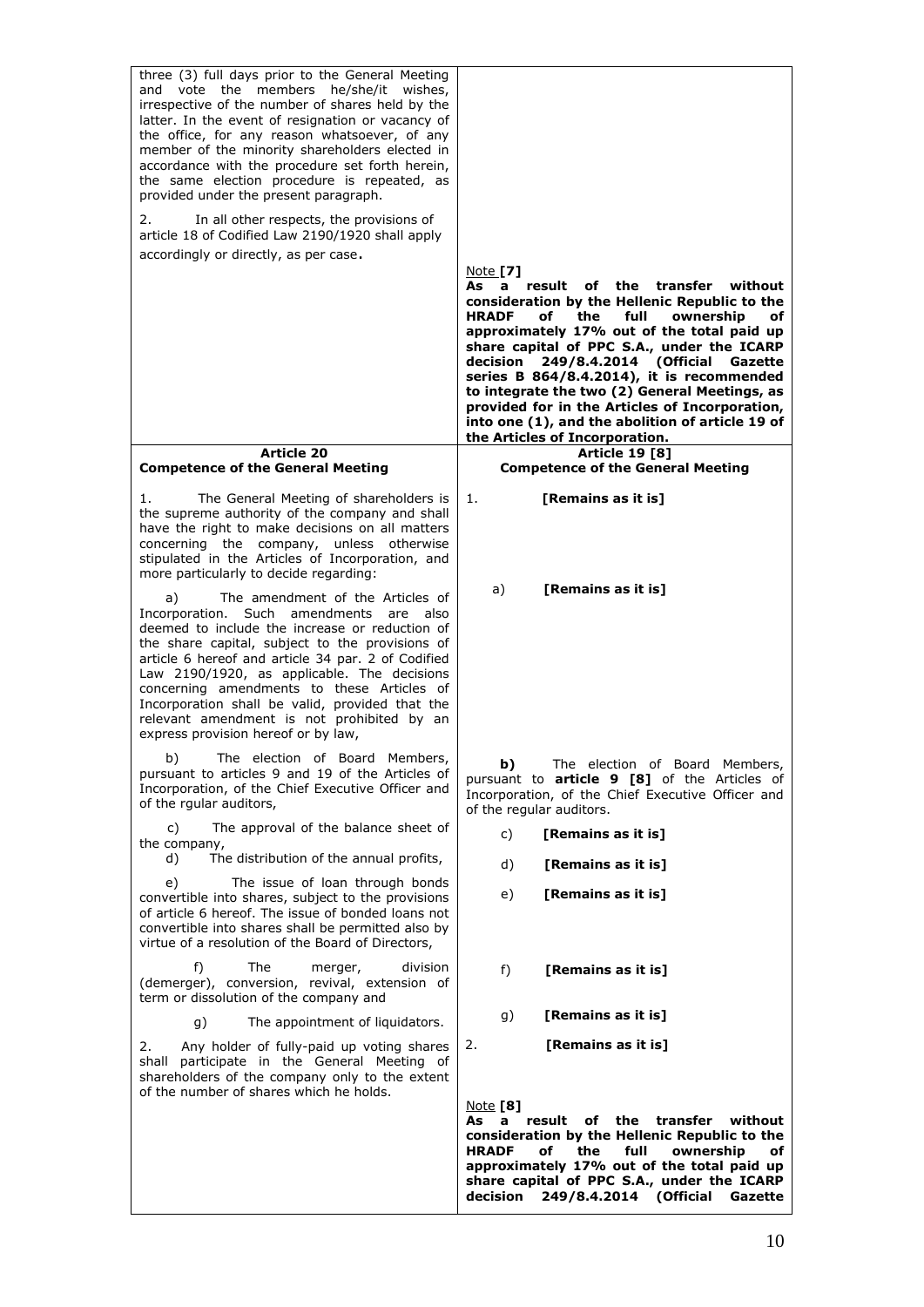| | |
|---|---|
| three (3) full days prior to the General Meeting and vote the members he/she/it wishes, irrespective of the number of shares held by the latter. In the event of resignation or vacancy of the office, for any reason whatsoever, of any member of the minority shareholders elected in accordance with the procedure set forth herein, the same election procedure is repeated, as provided under the present paragraph.<br><br>2. In all other respects, the provisions of article 18 of Codified Law 2190/1920 shall apply accordingly or directly, as per case. | Note **[7]**<br>**As a result of the transfer without consideration by the Hellenic Republic to the HRADF of the full ownership of approximately 17% out of the total paid up share capital of PPC S.A., under the ICARP decision 249/8.4.2014 (Official Gazette series B 864/8.4.2014), it is recommended to integrate the two (2) General Meetings, as provided for in the Articles of Incorporation, into one (1), and the abolition of article 19 of the Articles of Incorporation.** |
| **Article 20**<br>**Competence of the General Meeting** | **Article 19 [8]**<br>**Competence of the General Meeting** |
| 1. The General Meeting of shareholders is the supreme authority of the company and shall have the right to make decisions on all matters concerning the company, unless otherwise stipulated in the Articles of Incorporation, and more particularly to decide regarding: | 1. **[Remains as it is]** |
| a) The amendment of the Articles of Incorporation. Such amendments are also deemed to include the increase or reduction of the share capital, subject to the provisions of article 6 hereof and article 34 par. 2 of Codified Law 2190/1920, as applicable. The decisions concerning amendments to these Articles of Incorporation shall be valid, provided that the relevant amendment is not prohibited by an express provision hereof or by law, | a) **[Remains as it is]** |
| b) The election of Board Members, pursuant to articles 9 and 19 of the Articles of Incorporation, of the Chief Executive Officer and of the rgular auditors, | **b)** The election of Board Members, pursuant to **article 9 [8]** of the Articles of Incorporation, of the Chief Executive Officer and of the regular auditors. |
| c) The approval of the balance sheet of the company, | c) **[Remains as it is]** |
| d) The distribution of the annual profits, | d) **[Remains as it is]** |
| e) The issue of loan through bonds convertible into shares, subject to the provisions of article 6 hereof. The issue of bonded loans not convertible into shares shall be permitted also by virtue of a resolution of the Board of Directors, | e) **[Remains as it is]** |
| f) The merger, division (demerger), conversion, revival, extension of term or dissolution of the company and | f) **[Remains as it is]** |
| g) The appointment of liquidators. | g) **[Remains as it is]** |
| 2. Any holder of fully-paid up voting shares shall participate in the General Meeting of shareholders of the company only to the extent of the number of shares which he holds. | 2. **[Remains as it is]**<br><br>Note **[8]**<br>**As a result of the transfer without consideration by the Hellenic Republic to the HRADF of the full ownership of approximately 17% out of the total paid up share capital of PPC S.A., under the ICARP decision 249/8.4.2014 (Official Gazette** |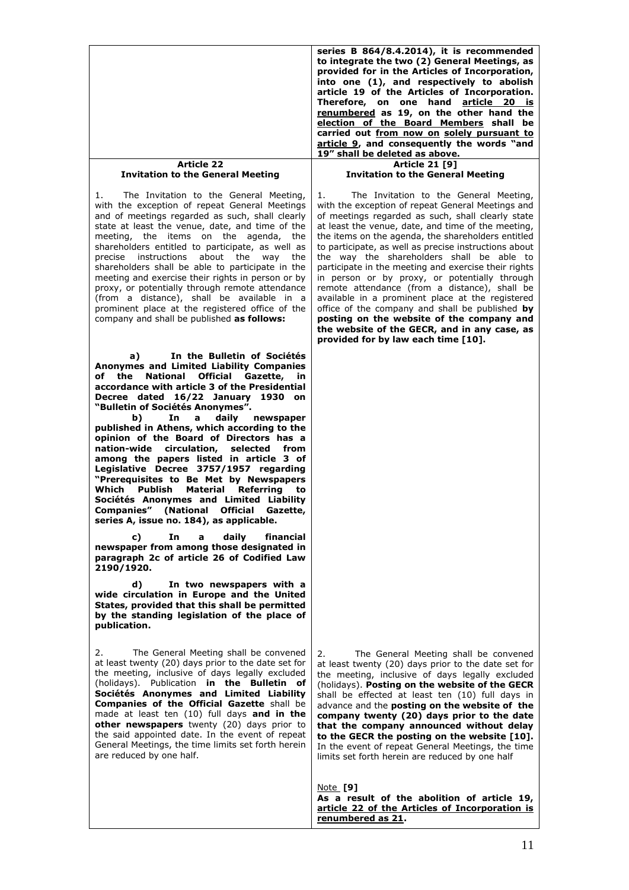| | |
|---|---|
| | **series B 864/8.4.2014), it is recommended to integrate the two (2) General Meetings, as provided for in the Articles of Incorporation, into one (1), and respectively to abolish article 19 of the Articles of Incorporation. Therefore, on one hand article 20 is renumbered as 19, on the other hand the election of the Board Members shall be carried out from now on solely pursuant to article 9, and consequently the words "and 19" shall be deleted as above.** |
| **Article 22**<br>**Invitation to the General Meeting** | **Article 21 [9]**<br>**Invitation to the General Meeting** |
| 1. The Invitation to the General Meeting, with the exception of repeat General Meetings and of meetings regarded as such, shall clearly state at least the venue, date, and time of the meeting, the items on the agenda, the shareholders entitled to participate, as well as precise instructions about the way the shareholders shall be able to participate in the meeting and exercise their rights in person or by proxy, or potentially through remote attendance (from a distance), shall be available in a prominent place at the registered office of the company and shall be published **as follows:**<br><br>**a) In the Bulletin of Sociétés Anonymes and Limited Liability Companies of the National Official Gazette, in accordance with article 3 of the Presidential Decree dated 16/22 January 1930 on "Bulletin of Sociétés Anonymes".**<br>**b) In a daily newspaper published in Athens, which according to the opinion of the Board of Directors has a nation-wide circulation, selected from among the papers listed in article 3 of Legislative Decree 3757/1957 regarding "Prerequisites to Be Met by Newspapers Which Publish Material Referring to Sociétés Anonymes and Limited Liability Companies" (National Official Gazette, series A, issue no. 184), as applicable.**<br>**c) In a daily financial newspaper from among those designated in paragraph 2c of article 26 of Codified Law 2190/1920.**<br>**d) In two newspapers with a wide circulation in Europe and the United States, provided that this shall be permitted by the standing legislation of the place of publication.** | 1. The Invitation to the General Meeting, with the exception of repeat General Meetings and of meetings regarded as such, shall clearly state at least the venue, date, and time of the meeting, the items on the agenda, the shareholders entitled to participate, as well as precise instructions about the way the shareholders shall be able to participate in the meeting and exercise their rights in person or by proxy, or potentially through remote attendance (from a distance), shall be available in a prominent place at the registered office of the company and shall be published **by posting on the website of the company and the website of the GECR, and in any case, as provided for by law each time [10].** |
| 2. The General Meeting shall be convened at least twenty (20) days prior to the date set for the meeting, inclusive of days legally excluded (holidays). Publication **in the Bulletin of Sociétés Anonymes and Limited Liability Companies of the Official Gazette** shall be made at least ten (10) full days **and in the other newspapers** twenty (20) days prior to the said appointed date. In the event of repeat General Meetings, the time limits set forth herein are reduced by one half. | 2. The General Meeting shall be convened at least twenty (20) days prior to the date set for the meeting, inclusive of days legally excluded (holidays). **Posting on the website of the GECR** shall be effected at least ten (10) full days in advance and the **posting on the website of the company twenty (20) days prior to the date that the company announced without delay to the GECR the posting on the website [10].** In the event of repeat General Meetings, the time limits set forth herein are reduced by one half<br><br>Note **[9]**<br>**As a result of the abolition of article 19, article 22 of the Articles of Incorporation is renumbered as 21.** |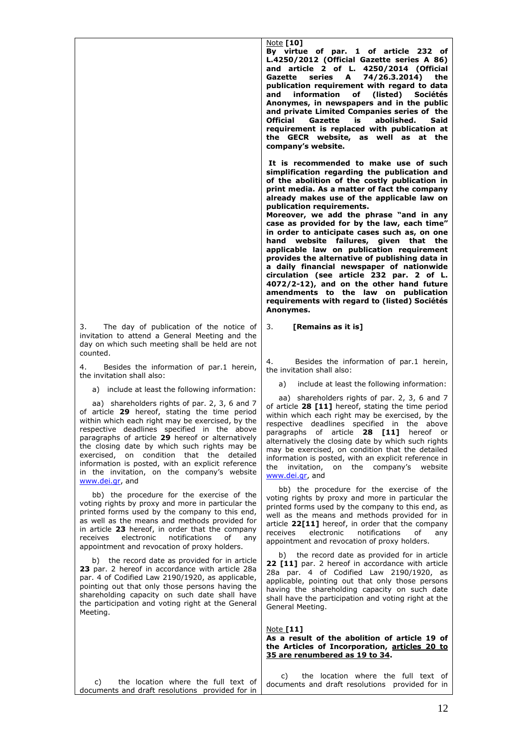| | |
|---|---|
| | Note **[10]**<br>**By virtue of par. 1 of article 232 of L.4250/2012 (Official Gazette series A 86) and article 2 of L. 4250/2014 (Official Gazette series A 74/26.3.2014) the publication requirement with regard to data and information of (listed) Sociétés Anonymes, in newspapers and in the public and private Limited Companies series of the Official Gazette is abolished. Said requirement is replaced with publication at the GECR website, as well as at the company's website.**<br><br>**It is recommended to make use of such simplification regarding the publication and of the abolition of the costly publication in print media. As a matter of fact the company already makes use of the applicable law on publication requirements.**<br>**Moreover, we add the phrase "and in any case as provided for by the law, each time" in order to anticipate cases such as, on one hand website failures, given that the applicable law on publication requirement provides the alternative of publishing data in a daily financial newspaper of nationwide circulation (see article 232 par. 2 of L. 4072/2-12), and on the other hand future amendments to the law on publication requirements with regard to (listed) Sociétés Anonymes.** |
| 3. The day of publication of the notice of invitation to attend a General Meeting and the day on which such meeting shall be held are not counted. | 3. **[Remains as it is]** |
| 4. Besides the information of par.1 herein, the invitation shall also:<br><br>a) include at least the following information:<br><br>aa) shareholders rights of par. 2, 3, 6 and 7 of article **29** hereof, stating the time period within which each right may be exercised, by the respective deadlines specified in the above paragraphs of article **29** hereof or alternatively the closing date by which such rights may be exercised, on condition that the detailed information is posted, with an explicit reference in the invitation, on the company's website www.dei.gr, and<br><br>bb) the procedure for the exercise of the voting rights by proxy and more in particular the printed forms used by the company to this end, as well as the means and methods provided for in article **23** hereof, in order that the company receives electronic notifications of any appointment and revocation of proxy holders.<br><br>b) the record date as provided for in article **23** par. 2 hereof in accordance with article 28a par. 4 of Codified Law 2190/1920, as applicable, pointing out that only those persons having the shareholding capacity on such date shall have the participation and voting right at the General Meeting. | 4. Besides the information of par.1 herein, the invitation shall also:<br><br>a) include at least the following information:<br><br>aa) shareholders rights of par. 2, 3, 6 and 7 of article **28 [11]** hereof, stating the time period within which each right may be exercised, by the respective deadlines specified in the above paragraphs of article **28 [11]** hereof or alternatively the closing date by which such rights may be exercised, on condition that the detailed information is posted, with an explicit reference in the invitation, on the company's website www.dei.gr, and<br><br>bb) the procedure for the exercise of the voting rights by proxy and more in particular the printed forms used by the company to this end, as well as the means and methods provided for in article **22[11]** hereof, in order that the company receives electronic notifications of any appointment and revocation of proxy holders.<br><br>b) the record date as provided for in article **22 [11]** par. 2 hereof in accordance with article 28a par. 4 of Codified Law 2190/1920, as applicable, pointing out that only those persons having the shareholding capacity on such date shall have the participation and voting right at the General Meeting. |
| | Note **[11]**<br>**As a result of the abolition of article 19 of the Articles of Incorporation, articles 20 to 35 are renumbered as 19 to 34.** |
| c) the location where the full text of documents and draft resolutions provided for in | c) the location where the full text of documents and draft resolutions provided for in |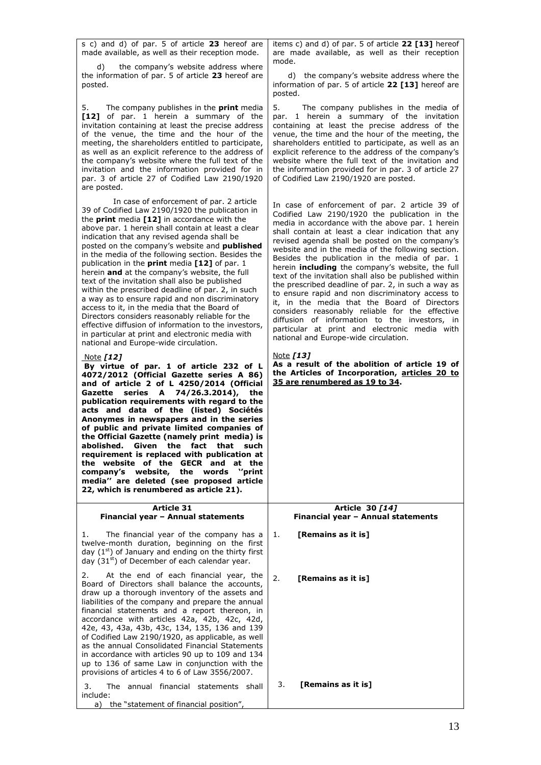| | |
|---|---|
| s c) and d) of par. 5 of article **23** hereof are made available, as well as their reception mode.<br><br>d) the company's website address where the information of par. 5 of article **23** hereof are posted.<br><br>5. The company publishes in the **print** media **[12]** of par. 1 herein a summary of the invitation containing at least the precise address of the venue, the time and the hour of the meeting, the shareholders entitled to participate, as well as an explicit reference to the address of the company's website where the full text of the invitation and the information provided for in par. 3 of article 27 of Codified Law 2190/1920 are posted.<br><br>In case of enforcement of par. 2 article 39 of Codified Law 2190/1920 the publication in the **print** media **[12]** in accordance with the above par. 1 herein shall contain at least a clear indication that any revised agenda shall be posted on the company's website and **published** in the media of the following section. Besides the publication in the **print** media **[12]** of par. 1 herein **and** at the company's website, the full text of the invitation shall also be published within the prescribed deadline of par. 2, in such a way as to ensure rapid and non discriminatory access to it, in the media that the Board of Directors considers reasonably reliable for the effective diffusion of information to the investors, in particular at print and electronic media with national and Europe-wide circulation.<br><br>Note ***[12]***<br>**By virtue of par. 1 of article 232 of L 4072/2012 (Official Gazette series A 86) and of article 2 of L 4250/2014 (Official Gazette series A 74/26.3.2014), the publication requirements with regard to the acts and data of the (listed) Sociétés Anonymes in newspapers and in the series of public and private limited companies of the Official Gazette (namely print media) is abolished. Given the fact that such requirement is replaced with publication at the website of the GECR and at the company's website, the words ''print media'' are deleted (see proposed article 22, which is renumbered as article 21).** | items c) and d) of par. 5 of article **22 [13]** hereof are made available, as well as their reception mode.<br><br>d) the company's website address where the information of par. 5 of article **22 [13]** hereof are posted.<br><br>5. The company publishes in the media of par. 1 herein a summary of the invitation containing at least the precise address of the venue, the time and the hour of the meeting, the shareholders entitled to participate, as well as an explicit reference to the address of the company's website where the full text of the invitation and the information provided for in par. 3 of article 27 of Codified Law 2190/1920 are posted.<br><br>In case of enforcement of par. 2 article 39 of Codified Law 2190/1920 the publication in the media in accordance with the above par. 1 herein shall contain at least a clear indication that any revised agenda shall be posted on the company's website and in the media of the following section. Besides the publication in the media of par. 1 herein **including** the company's website, the full text of the invitation shall also be published within the prescribed deadline of par. 2, in such a way as to ensure rapid and non discriminatory access to it, in the media that the Board of Directors considers reasonably reliable for the effective diffusion of information to the investors, in particular at print and electronic media with national and Europe-wide circulation.<br><br>Note ***[13]***<br>**As a result of the abolition of article 19 of the Articles of Incorporation, <u>articles 20 to 35 are renumbered as 19 to 34</u>.** |
| **Article 31**<br>**Financial year – Annual statements** | **Article 30 *[14]***<br>**Financial year – Annual statements** |
| 1. The financial year of the company has a twelve-month duration, beginning on the first day (1st) of January and ending on the thirty first day (31st) of December of each calendar year. | 1. **[Remains as it is]** |
| 2. At the end of each financial year, the Board of Directors shall balance the accounts, draw up a thorough inventory of the assets and liabilities of the company and prepare the annual financial statements and a report thereon, in accordance with articles 42a, 42b, 42c, 42d, 42e, 43, 43a, 43b, 43c, 134, 135, 136 and 139 of Codified Law 2190/1920, as applicable, as well as the annual Consolidated Financial Statements in accordance with articles 90 up to 109 and 134 up to 136 of same Law in conjunction with the provisions of articles 4 to 6 of Law 3556/2007. | 2. **[Remains as it is]** |
| 3. The annual financial statements shall include:<br>a) the "statement of financial position", | 3. **[Remains as it is]** |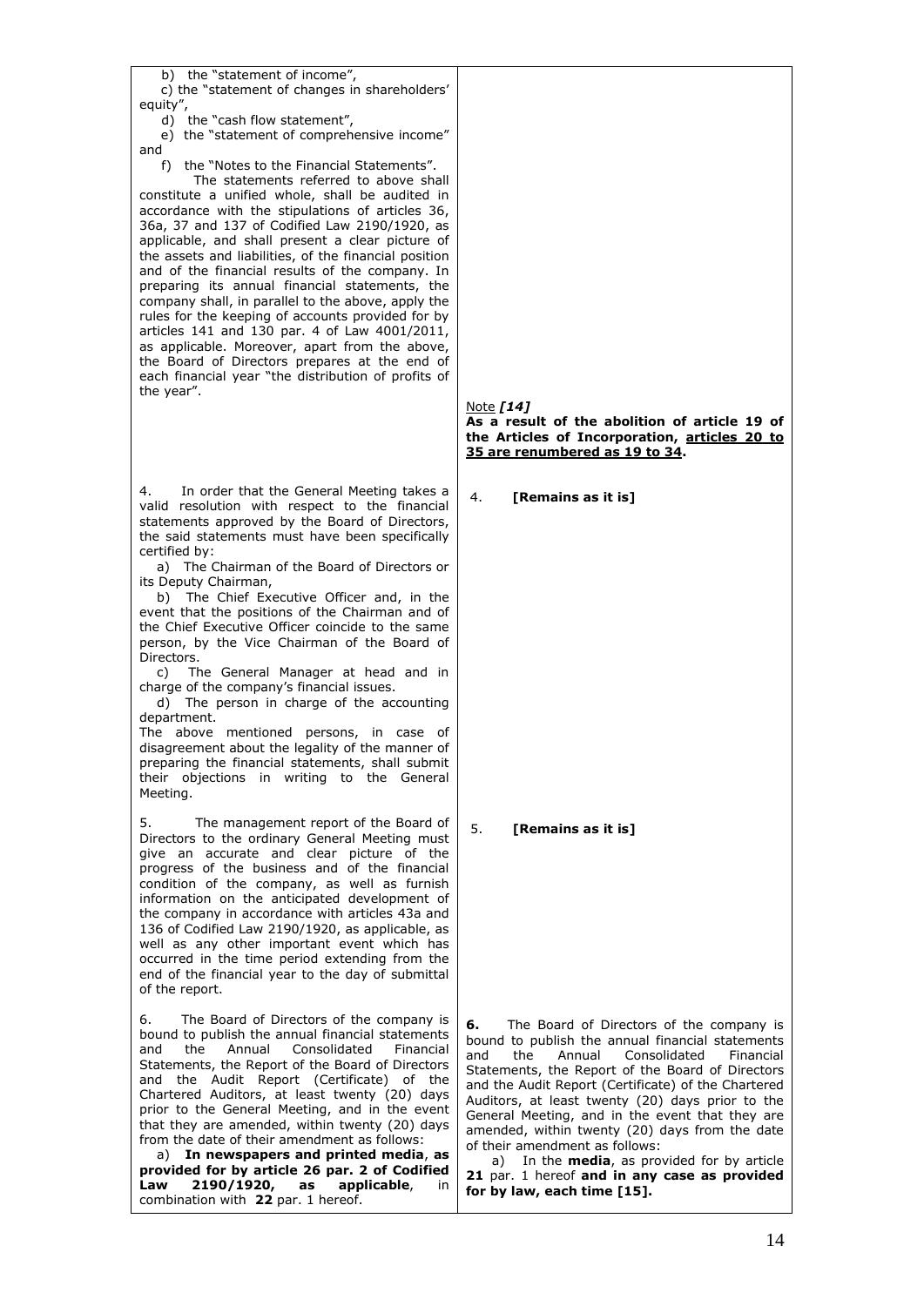| | |
|---|---|
| b) the "statement of income",<br>c) the "statement of changes in shareholders' equity",<br>d) the "cash flow statement",<br>e) the "statement of comprehensive income" and<br>f) the "Notes to the Financial Statements".<br>The statements referred to above shall constitute a unified whole, shall be audited in accordance with the stipulations of articles 36, 36a, 37 and 137 of Codified Law 2190/1920, as applicable, and shall present a clear picture of the assets and liabilities, of the financial position and of the financial results of the company. In preparing its annual financial statements, the company shall, in parallel to the above, apply the rules for the keeping of accounts provided for by articles 141 and 130 par. 4 of Law 4001/2011, as applicable. Moreover, apart from the above, the Board of Directors prepares at the end of each financial year "the distribution of profits of the year". | Note ***[14]***<br>**As a result of the abolition of article 19 of the Articles of Incorporation, articles 20 to 35 are renumbered as 19 to 34.** |
| 4. In order that the General Meeting takes a valid resolution with respect to the financial statements approved by the Board of Directors, the said statements must have been specifically certified by:<br>a) The Chairman of the Board of Directors or its Deputy Chairman,<br>b) The Chief Executive Officer and, in the event that the positions of the Chairman and of the Chief Executive Officer coincide to the same person, by the Vice Chairman of the Board of Directors.<br>c) The General Manager at head and in charge of the company's financial issues.<br>d) The person in charge of the accounting department.<br>The above mentioned persons, in case of disagreement about the legality of the manner of preparing the financial statements, shall submit their objections in writing to the General Meeting. | 4. **[Remains as it is]** |
| 5. The management report of the Board of Directors to the ordinary General Meeting must give an accurate and clear picture of the progress of the business and of the financial condition of the company, as well as furnish information on the anticipated development of the company in accordance with articles 43a and 136 of Codified Law 2190/1920, as applicable, as well as any other important event which has occurred in the time period extending from the end of the financial year to the day of submittal of the report. | 5. **[Remains as it is]** |
| 6. The Board of Directors of the company is bound to publish the annual financial statements and the Annual Consolidated Financial Statements, the Report of the Board of Directors and the Audit Report (Certificate) of the Chartered Auditors, at least twenty (20) days prior to the General Meeting, and in the event that they are amended, within twenty (20) days from the date of their amendment as follows:<br>a) **In newspapers and printed media**, **as provided for by article 26 par. 2 of Codified Law 2190/1920, as applicable**, in combination with **22** par. 1 hereof. | **6.** The Board of Directors of the company is bound to publish the annual financial statements and the Annual Consolidated Financial Statements, the Report of the Board of Directors and the Audit Report (Certificate) of the Chartered Auditors, at least twenty (20) days prior to the General Meeting, and in the event that they are amended, within twenty (20) days from the date of their amendment as follows:<br>a) In the **media**, as provided for by article **21** par. 1 hereof **and in any case as provided for by law, each time [15].** |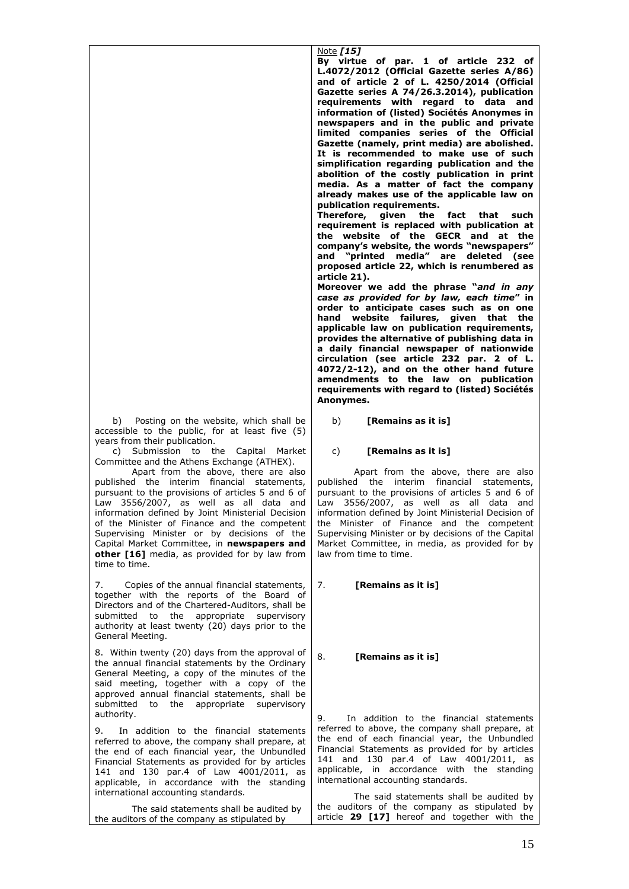| | |
|---|---|
| | Note ***[15]***<br>**By virtue of par. 1 of article 232 of L.4072/2012 (Official Gazette series A/86) and of article 2 of L. 4250/2014 (Official Gazette series A 74/26.3.2014), publication requirements with regard to data and information of (listed) Sociétés Anonymes in newspapers and in the public and private limited companies series of the Official Gazette (namely, print media) are abolished. It is recommended to make use of such simplification regarding publication and the abolition of the costly publication in print media. As a matter of fact the company already makes use of the applicable law on publication requirements.**<br>**Therefore, given the fact that such requirement is replaced with publication at the website of the GECR and at the company's website, the words "newspapers" and "printed media" are deleted (see proposed article 22, which is renumbered as article 21).**<br>**Moreover we add the phrase "*and in any case as provided for by law, each time*" in order to anticipate cases such as on one hand website failures, given that the applicable law on publication requirements, provides the alternative of publishing data in a daily financial newspaper of nationwide circulation (see article 232 par. 2 of L. 4072/2-12), and on the other hand future amendments to the law on publication requirements with regard to (listed) Sociétés Anonymes.** |
| b) Posting on the website, which shall be accessible to the public, for at least five (5) years from their publication.<br>c) Submission to the Capital Market Committee and the Athens Exchange (ATHEX).<br>Apart from the above, there are also published the interim financial statements, pursuant to the provisions of articles 5 and 6 of Law 3556/2007, as well as all data and information defined by Joint Ministerial Decision of the Minister of Finance and the competent Supervising Minister or by decisions of the Capital Market Committee, in **newspapers and other [16]** media, as provided for by law from time to time. | b) **[Remains as it is]**<br>c) **[Remains as it is]**<br>Apart from the above, there are also published the interim financial statements, pursuant to the provisions of articles 5 and 6 of Law 3556/2007, as well as all data and information defined by Joint Ministerial Decision of the Minister of Finance and the competent Supervising Minister or by decisions of the Capital Market Committee, in media, as provided for by law from time to time. |
| 7. Copies of the annual financial statements, together with the reports of the Board of Directors and of the Chartered-Auditors, shall be submitted to the appropriate supervisory authority at least twenty (20) days prior to the General Meeting. | 7. **[Remains as it is]** |
| 8. Within twenty (20) days from the approval of the annual financial statements by the Ordinary General Meeting, a copy of the minutes of the said meeting, together with a copy of the approved annual financial statements, shall be submitted to the appropriate supervisory authority. | 8. **[Remains as it is]** |
| 9. In addition to the financial statements referred to above, the company shall prepare, at the end of each financial year, the Unbundled Financial Statements as provided for by articles 141 and 130 par.4 of Law 4001/2011, as applicable, in accordance with the standing international accounting standards.<br>The said statements shall be audited by the auditors of the company as stipulated by | 9. In addition to the financial statements referred to above, the company shall prepare, at the end of each financial year, the Unbundled Financial Statements as provided for by articles 141 and 130 par.4 of Law 4001/2011, as applicable, in accordance with the standing international accounting standards.<br>The said statements shall be audited by the auditors of the company as stipulated by article **29 [17]** hereof and together with the |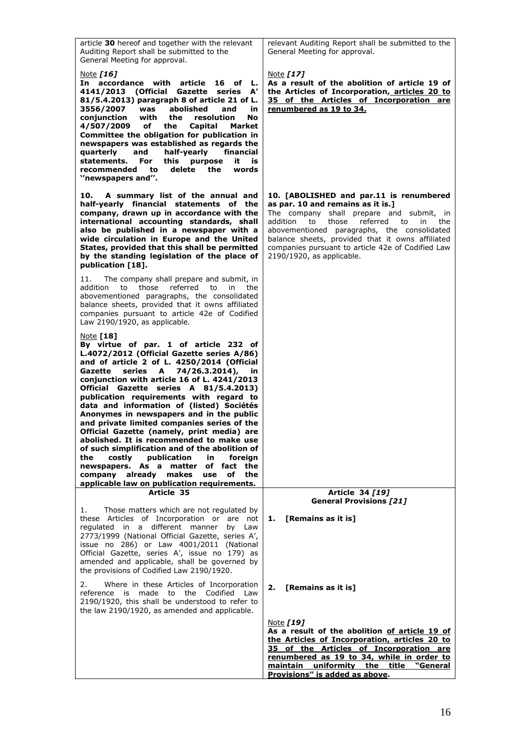| | |
|---|---|
| article **30** hereof and together with the relevant Auditing Report shall be submitted to the General Meeting for approval.<br><br>Note ***[16]***<br>**In accordance with article 16 of L. 4141/2013 (Official Gazette series A' 81/5.4.2013) paragraph 8 of article 21 of L. 3556/2007 was abolished and in conjunction with the resolution No 4/507/2009 of the Capital Market Committee the obligation for publication in newspapers was established as regards the quarterly and half-yearly financial statements. For this purpose it is recommended to delete the words ''newspapers and''.** | relevant Auditing Report shall be submitted to the General Meeting for approval.<br><br>Note ***[17]***<br>**As a result of the abolition of article 19 of the Articles of Incorporation, articles 20 to 35 of the Articles of Incorporation are renumbered as 19 to 34.** |
| **10. A summary list of the annual and half-yearly financial statements of the company, drawn up in accordance with the international accounting standards, shall also be published in a newspaper with a wide circulation in Europe and the United States, provided that this shall be permitted by the standing legislation of the place of publication [18].**<br><br>11. The company shall prepare and submit, in addition to those referred to in the abovementioned paragraphs, the consolidated balance sheets, provided that it owns affiliated companies pursuant to article 42e of Codified Law 2190/1920, as applicable.<br><br>Note **[18]**<br>**By virtue of par. 1 of article 232 of L.4072/2012 (Official Gazette series A/86) and of article 2 of L. 4250/2014 (Official Gazette series A 74/26.3.2014), in conjunction with article 16 of L. 4241/2013 Official Gazette series A 81/5.4.2013) publication requirements with regard to data and information of (listed) Sociétés Anonymes in newspapers and in the public and private limited companies series of the Official Gazette (namely, print media) are abolished. It is recommended to make use of such simplification and of the abolition of the costly publication in foreign newspapers. As a matter of fact the company already makes use of the applicable law on publication requirements.** | **10. [ABOLISHED and par.11 is renumbered as par. 10 and remains as it is.]**<br>The company shall prepare and submit, in addition to those referred to in the abovementioned paragraphs, the consolidated balance sheets, provided that it owns affiliated companies pursuant to article 42e of Codified Law 2190/1920, as applicable. |
| **Article 35**<br><br>1. Those matters which are not regulated by these Articles of Incorporation or are not regulated in a different manner by Law 2773/1999 (National Official Gazette, series A', issue no 286) or Law 4001/2011 (National Official Gazette, series A', issue no 179) as amended and applicable, shall be governed by the provisions of Codified Law 2190/1920.<br><br>2. Where in these Articles of Incorporation reference is made to the Codified Law 2190/1920, this shall be understood to refer to the law 2190/1920, as amended and applicable. | **Article 34 *[19]***<br>**General Provisions *[21]***<br><br>**1. [Remains as it is]**<br><br>**2. [Remains as it is]**<br><br>Note ***[19]***<br>**As a result of the abolition of article 19 of the Articles of Incorporation, articles 20 to 35 of the Articles of Incorporation are renumbered as 19 to 34, while in order to maintain uniformity the title "General Provisions" is added as above.** |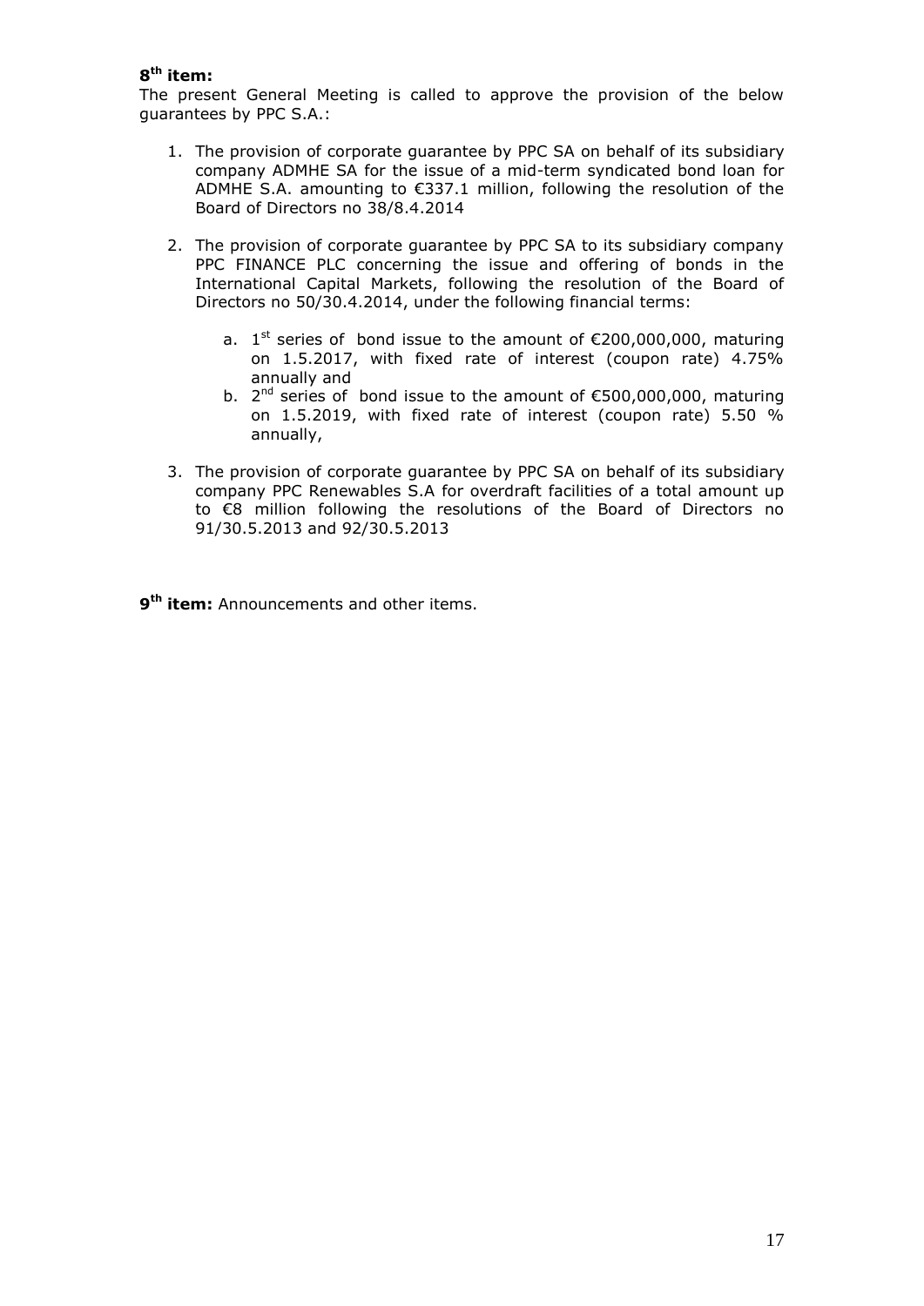**8th item:**
The present General Meeting is called to approve the provision of the below guarantees by PPC S.A.:

1. The provision of corporate guarantee by PPC SA on behalf of its subsidiary company ADMHE SA for the issue of a mid-term syndicated bond loan for ADMHE S.A. amounting to €337.1 million, following the resolution of the Board of Directors no 38/8.4.2014

2. The provision of corporate guarantee by PPC SA to its subsidiary company PPC FINANCE PLC concerning the issue and offering of bonds in the International Capital Markets, following the resolution of the Board of Directors no 50/30.4.2014, under the following financial terms:

   a. 1st series of bond issue to the amount of €200,000,000, maturing on 1.5.2017, with fixed rate of interest (coupon rate) 4.75% annually and
   b. 2nd series of bond issue to the amount of €500,000,000, maturing on 1.5.2019, with fixed rate of interest (coupon rate) 5.50 % annually,

3. The provision of corporate guarantee by PPC SA on behalf of its subsidiary company PPC Renewables S.A for overdraft facilities of a total amount up to €8 million following the resolutions of the Board of Directors no 91/30.5.2013 and 92/30.5.2013

**9th item:** Announcements and other items.